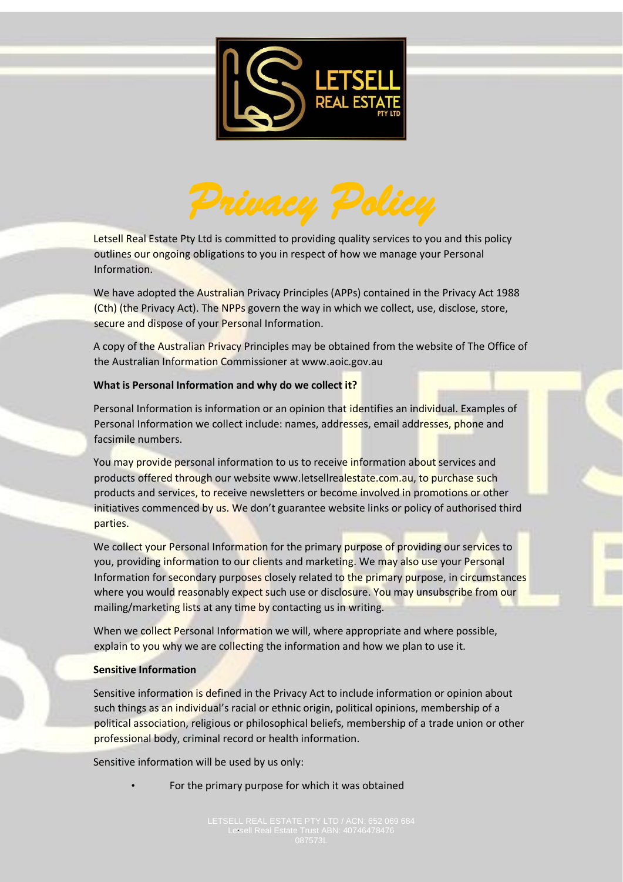# *Privacy Policy*

Letsell Real Estate Pty Ltd is committed to providing quality services to you and this policy outlines our ongoing obligations to you in respect of how we manage your Personal Information.

We have adopted the Australian Privacy Principles (APPs) contained in the Privacy Act 1988 (Cth) (the Privacy Act). The NPPs govern the way in which we collect, use, disclose, store, secure and dispose of your Personal Information.

A copy of the Australian Privacy Principles may be obtained from the website of The Office of the Australian Information Commissioner at www.aoic.gov.au

**What is Personal Information and why do we collect it?**

Personal Information is information or an opinion that identifies an individual. Examples of Personal Information we collect include: names, addresses, email addresses, phone and facsimile numbers.

You may provide personal information to us to receive information about services and products offered through our website www.letsellrealestate.com.au, to purchase such products and services, to receive newsletters or become involved in promotions or other initiatives commenced by us. We don't guarantee website links or policy of authorised third parties.

We collect your Personal Information for the primary purpose of providing our services to you, providing information to our clients and marketing. We may also use your Personal Information for secondary purposes closely related to the primary purpose, in circumstances where you would reasonably expect such use or disclosure. You may unsubscribe from our mailing/marketing lists at any time by contacting us in writing.

When we collect Personal Information we will, where appropriate and where possible, explain to you why we are collecting the information and how we plan to use it.

**Sensitive Information**

Sensitive information is defined in the Privacy Act to include information or opinion about such things as an individual's racial or ethnic origin, political opinions, membership of a political association, religious or philosophical beliefs, membership of a trade union or other professional body, criminal record or health information.

Sensitive information will be used by us only:

- For the primary purpose for which it was obtained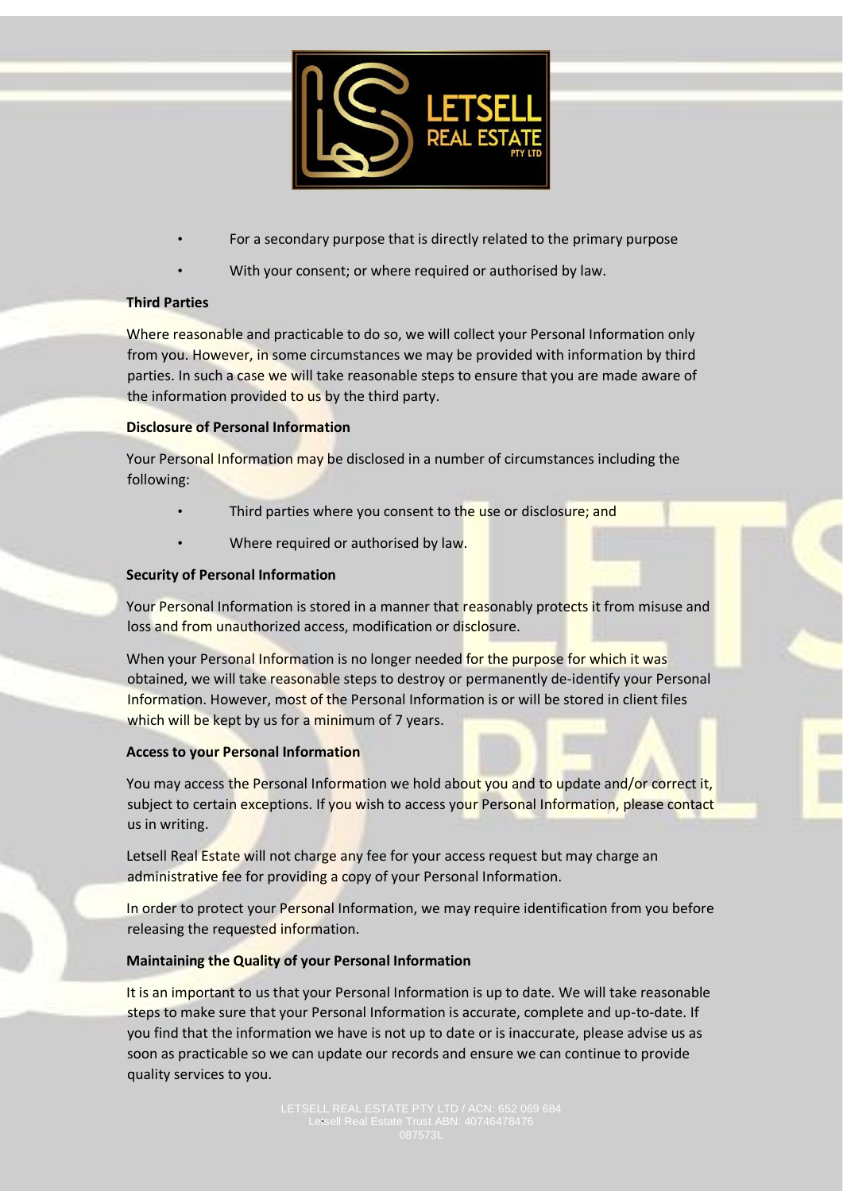- For a secondary purpose that is directly related to the primary purpose
- With your consent; or where required or authorised by law.

**Third Parties**

Where reasonable and practicable to do so, we will collect your Personal Information only from you. However, in some circumstances we may be provided with information by third parties. In such a case we will take reasonable steps to ensure that you are made aware of the information provided to us by the third party.

**Disclosure of Personal Information**

Your Personal Information may be disclosed in a number of circumstances including the following:

- Third parties where you consent to the use or disclosure; and
- Where required or authorised by law.

**Security of Personal Information**

Your Personal Information is stored in a manner that reasonably protects it from misuse and loss and from unauthorized access, modification or disclosure.

When your Personal Information is no longer needed for the purpose for which it was obtained, we will take reasonable steps to destroy or permanently de-identify your Personal Information. However, most of the Personal Information is or will be stored in client files which will be kept by us for a minimum of 7 years.

**Access to your Personal Information**

You may access the Personal Information we hold about you and to update and/or correct it, subject to certain exceptions. If you wish to access your Personal Information, please contact us in writing.

Letsell Real Estate will not charge any fee for your access request but may charge an administrative fee for providing a copy of your Personal Information.

In order to protect your Personal Information, we may require identification from you before releasing the requested information.

**Maintaining the Quality of your Personal Information**

It is an important to us that your Personal Information is up to date. We will take reasonable steps to make sure that your Personal Information is accurate, complete and up-to-date. If you find that the information we have is not up to date or is inaccurate, please advise us as soon as practicable so we can update our records and ensure we can continue to provide quality services to you.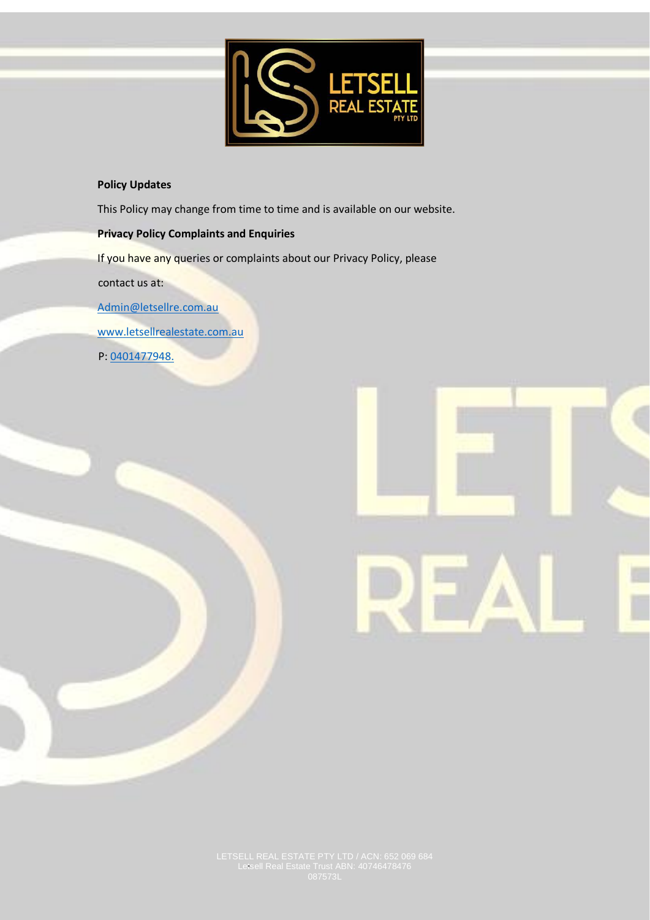**Policy Updates**

This Policy may change from time to time and is available on our website.

**Privacy Policy Complaints and Enquiries**

If you have any queries or complaints about our Privacy Policy, please

contact us at:

Admin@letsellre.com.au

www.letsellrealestate.com.au

P: 0401477948.